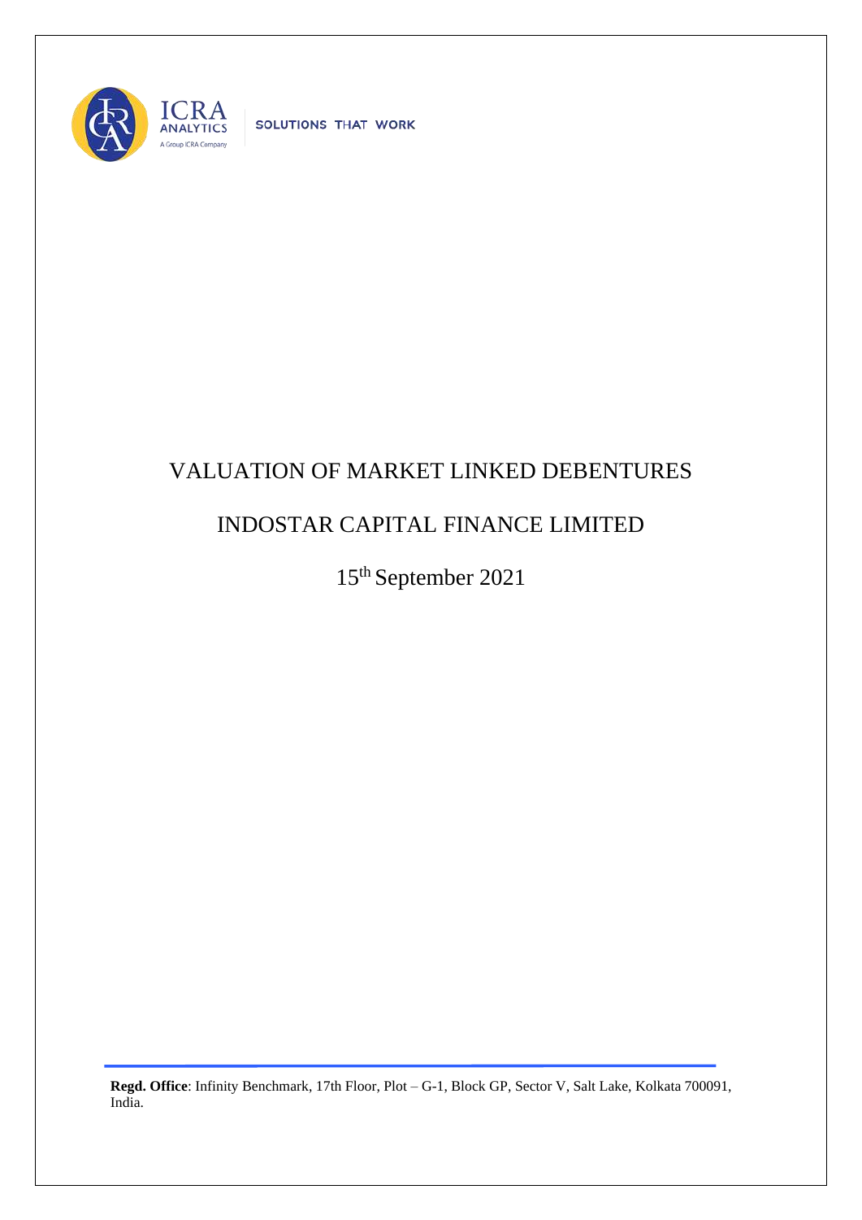ICRA ANALYTICS

A Group ICRA Company

SOLUTIONS THAT WORK

# VALUATION OF MARKET LINKED DEBENTURES

# INDOSTAR CAPITAL FINANCE LIMITED

15th September 2021

**Regd. Office**: Infinity Benchmark, 17th Floor, Plot – G-1, Block GP, Sector V, Salt Lake, Kolkata 700091, India.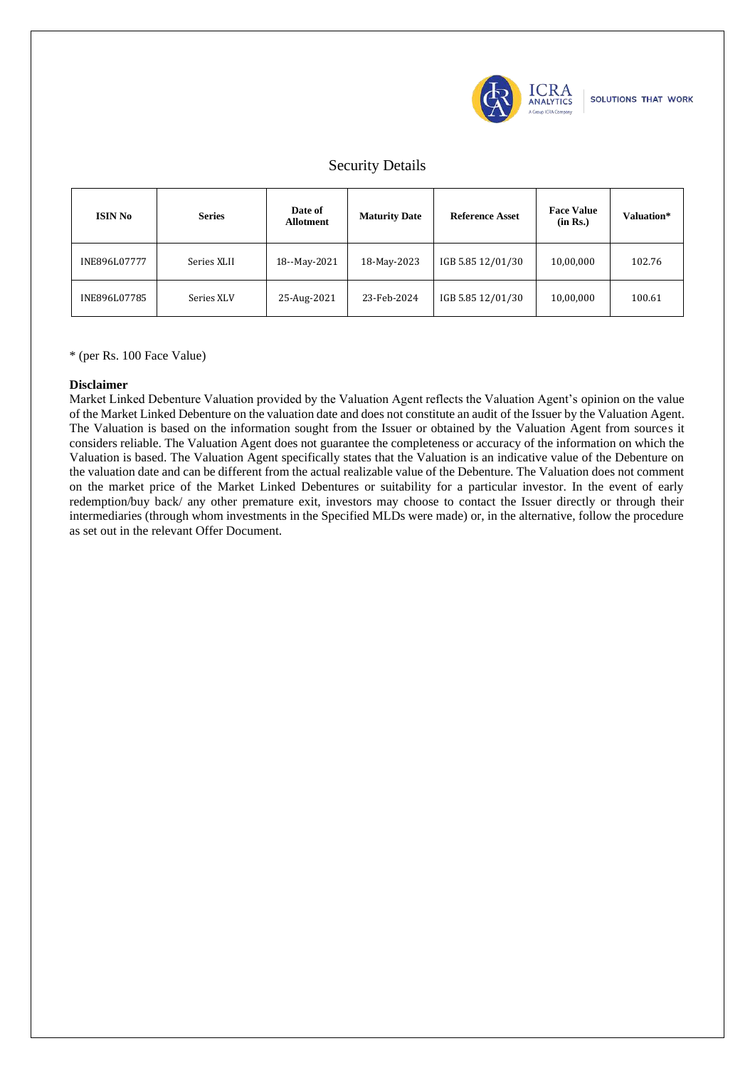## Security Details

| ISIN No | Series | Date of Allotment | Maturity Date | Reference Asset | Face Value (in Rs.) | Valuation* |
|---|---|---|---|---|---|---|
| INE896L07777 | Series XLII | 18--May-2021 | 18-May-2023 | IGB 5.85 12/01/30 | 10,00,000 | 102.76 |
| INE896L07785 | Series XLV | 25-Aug-2021 | 23-Feb-2024 | IGB 5.85 12/01/30 | 10,00,000 | 100.61 |

* (per Rs. 100 Face Value)

**Disclaimer**

Market Linked Debenture Valuation provided by the Valuation Agent reflects the Valuation Agent's opinion on the value of the Market Linked Debenture on the valuation date and does not constitute an audit of the Issuer by the Valuation Agent. The Valuation is based on the information sought from the Issuer or obtained by the Valuation Agent from sources it considers reliable. The Valuation Agent does not guarantee the completeness or accuracy of the information on which the Valuation is based. The Valuation Agent specifically states that the Valuation is an indicative value of the Debenture on the valuation date and can be different from the actual realizable value of the Debenture. The Valuation does not comment on the market price of the Market Linked Debentures or suitability for a particular investor. In the event of early redemption/buy back/ any other premature exit, investors may choose to contact the Issuer directly or through their intermediaries (through whom investments in the Specified MLDs were made) or, in the alternative, follow the procedure as set out in the relevant Offer Document.